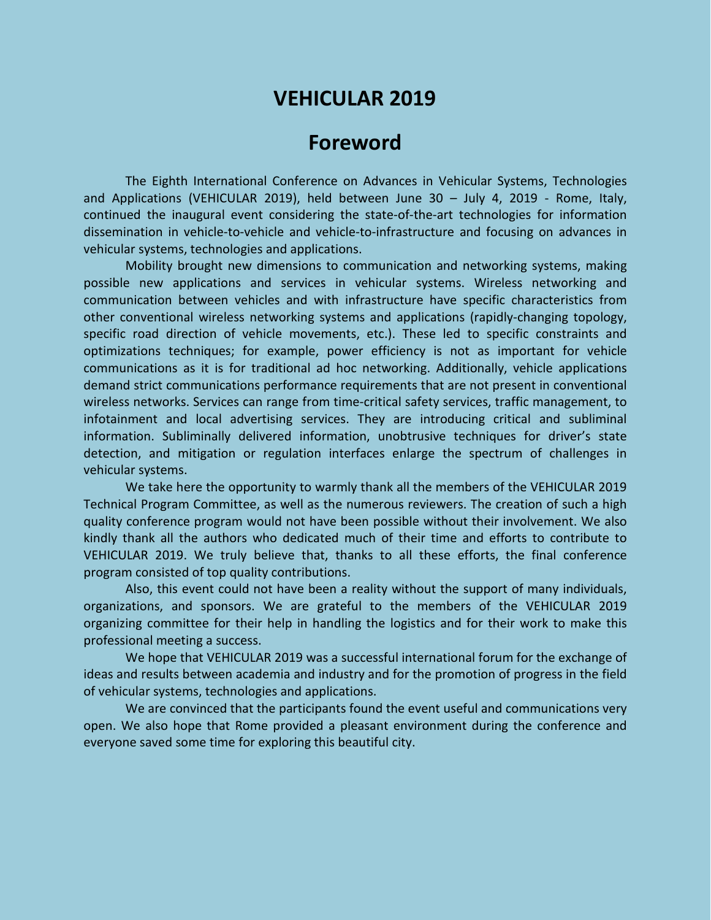# VEHICULAR 2019

## Foreword

The Eighth International Conference on Advances in Vehicular Systems, Technologies and Applications (VEHICULAR 2019), held between June 30 – July 4, 2019 - Rome, Italy, continued the inaugural event considering the state-of-the-art technologies for information dissemination in vehicle-to-vehicle and vehicle-to-infrastructure and focusing on advances in vehicular systems, technologies and applications.

Mobility brought new dimensions to communication and networking systems, making possible new applications and services in vehicular systems. Wireless networking and communication between vehicles and with infrastructure have specific characteristics from other conventional wireless networking systems and applications (rapidly-changing topology, specific road direction of vehicle movements, etc.). These led to specific constraints and optimizations techniques; for example, power efficiency is not as important for vehicle communications as it is for traditional ad hoc networking. Additionally, vehicle applications demand strict communications performance requirements that are not present in conventional wireless networks. Services can range from time-critical safety services, traffic management, to infotainment and local advertising services. They are introducing critical and subliminal information. Subliminally delivered information, unobtrusive techniques for driver's state detection, and mitigation or regulation interfaces enlarge the spectrum of challenges in vehicular systems.

We take here the opportunity to warmly thank all the members of the VEHICULAR 2019 Technical Program Committee, as well as the numerous reviewers. The creation of such a high quality conference program would not have been possible without their involvement. We also kindly thank all the authors who dedicated much of their time and efforts to contribute to VEHICULAR 2019. We truly believe that, thanks to all these efforts, the final conference program consisted of top quality contributions.

Also, this event could not have been a reality without the support of many individuals, organizations, and sponsors. We are grateful to the members of the VEHICULAR 2019 organizing committee for their help in handling the logistics and for their work to make this professional meeting a success.

We hope that VEHICULAR 2019 was a successful international forum for the exchange of ideas and results between academia and industry and for the promotion of progress in the field of vehicular systems, technologies and applications.

We are convinced that the participants found the event useful and communications very open. We also hope that Rome provided a pleasant environment during the conference and everyone saved some time for exploring this beautiful city.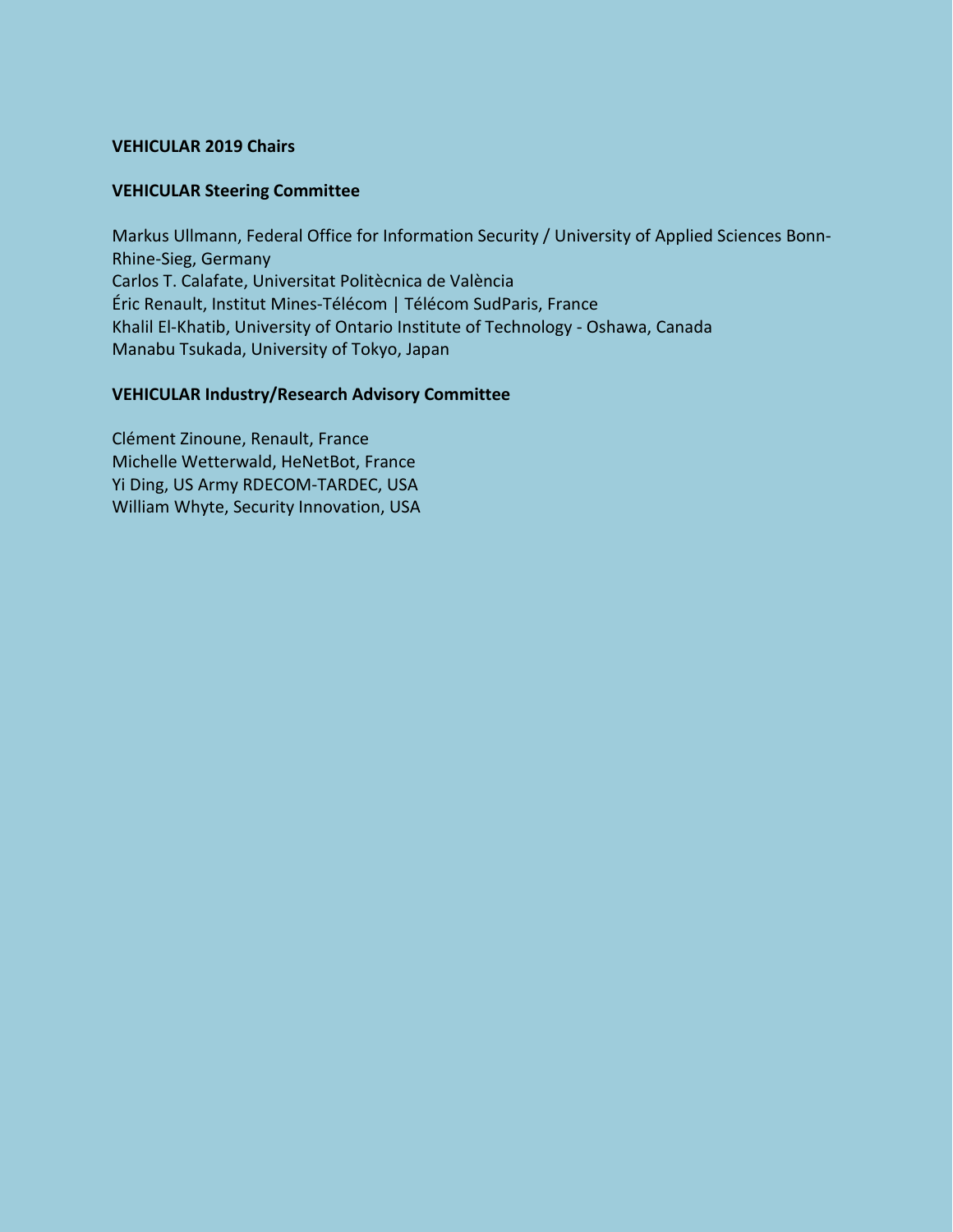**VEHICULAR 2019 Chairs**

**VEHICULAR Steering Committee**

Markus Ullmann, Federal Office for Information Security / University of Applied Sciences Bonn-Rhine-Sieg, Germany
Carlos T. Calafate, Universitat Politècnica de València
Éric Renault, Institut Mines-Télécom | Télécom SudParis, France
Khalil El-Khatib, University of Ontario Institute of Technology - Oshawa, Canada
Manabu Tsukada, University of Tokyo, Japan

**VEHICULAR Industry/Research Advisory Committee**

Clément Zinoune, Renault, France
Michelle Wetterwald, HeNetBot, France
Yi Ding, US Army RDECOM-TARDEC, USA
William Whyte, Security Innovation, USA